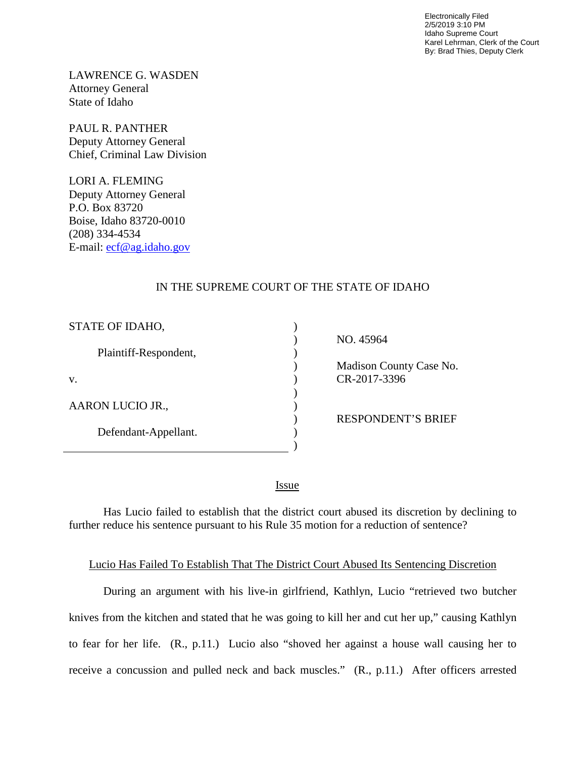Electronically Filed
2/5/2019 3:10 PM
Idaho Supreme Court
Karel Lehrman, Clerk of the Court
By: Brad Thies, Deputy Clerk

LAWRENCE G. WASDEN
Attorney General
State of Idaho

PAUL R. PANTHER
Deputy Attorney General
Chief, Criminal Law Division

LORI A. FLEMING
Deputy Attorney General
P.O. Box 83720
Boise, Idaho 83720-0010
(208) 334-4534
E-mail: ecf@ag.idaho.gov

IN THE SUPREME COURT OF THE STATE OF IDAHO

| | |
|---|---|
| STATE OF IDAHO,<br><br>Plaintiff-Respondent,<br><br>v.<br><br>AARON LUCIO JR.,<br><br>Defendant-Appellant. | NO. 45964<br><br>Madison County Case No. CR-2017-3396<br><br>RESPONDENT'S BRIEF |

## Issue

Has Lucio failed to establish that the district court abused its discretion by declining to further reduce his sentence pursuant to his Rule 35 motion for a reduction of sentence?

## Lucio Has Failed To Establish That The District Court Abused Its Sentencing Discretion

During an argument with his live-in girlfriend, Kathlyn, Lucio "retrieved two butcher knives from the kitchen and stated that he was going to kill her and cut her up," causing Kathlyn to fear for her life. (R., p.11.) Lucio also "shoved her against a house wall causing her to receive a concussion and pulled neck and back muscles." (R., p.11.) After officers arrested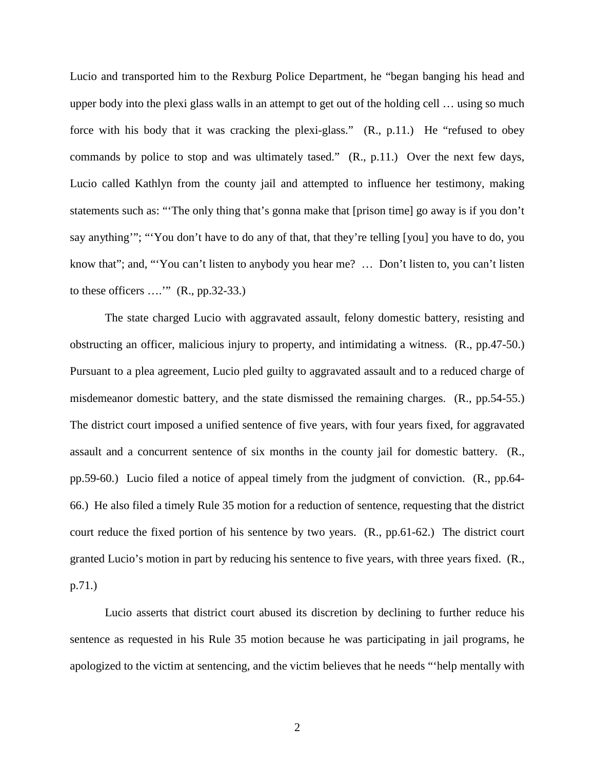Lucio and transported him to the Rexburg Police Department, he "began banging his head and upper body into the plexi glass walls in an attempt to get out of the holding cell … using so much force with his body that it was cracking the plexi-glass." (R., p.11.) He "refused to obey commands by police to stop and was ultimately tased." (R., p.11.) Over the next few days, Lucio called Kathlyn from the county jail and attempted to influence her testimony, making statements such as: "'The only thing that's gonna make that [prison time] go away is if you don't say anything'"; "'You don't have to do any of that, that they're telling [you] you have to do, you know that"; and, "'You can't listen to anybody you hear me? … Don't listen to, you can't listen to these officers ….'" (R., pp.32-33.)

The state charged Lucio with aggravated assault, felony domestic battery, resisting and obstructing an officer, malicious injury to property, and intimidating a witness. (R., pp.47-50.) Pursuant to a plea agreement, Lucio pled guilty to aggravated assault and to a reduced charge of misdemeanor domestic battery, and the state dismissed the remaining charges. (R., pp.54-55.) The district court imposed a unified sentence of five years, with four years fixed, for aggravated assault and a concurrent sentence of six months in the county jail for domestic battery. (R., pp.59-60.) Lucio filed a notice of appeal timely from the judgment of conviction. (R., pp.64-66.) He also filed a timely Rule 35 motion for a reduction of sentence, requesting that the district court reduce the fixed portion of his sentence by two years. (R., pp.61-62.) The district court granted Lucio's motion in part by reducing his sentence to five years, with three years fixed. (R., p.71.)

Lucio asserts that district court abused its discretion by declining to further reduce his sentence as requested in his Rule 35 motion because he was participating in jail programs, he apologized to the victim at sentencing, and the victim believes that he needs "'help mentally with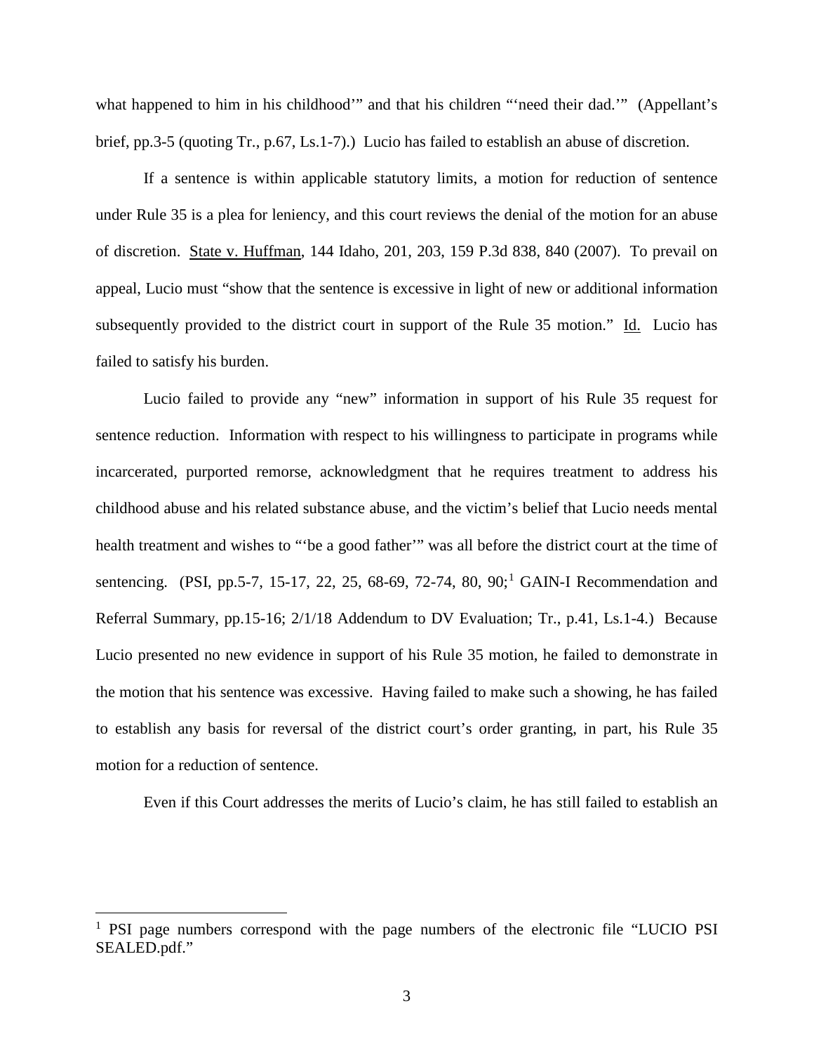what happened to him in his childhood'" and that his children "'need their dad.'" (Appellant's brief, pp.3-5 (quoting Tr., p.67, Ls.1-7).) Lucio has failed to establish an abuse of discretion.

If a sentence is within applicable statutory limits, a motion for reduction of sentence under Rule 35 is a plea for leniency, and this court reviews the denial of the motion for an abuse of discretion. State v. Huffman, 144 Idaho, 201, 203, 159 P.3d 838, 840 (2007). To prevail on appeal, Lucio must "show that the sentence is excessive in light of new or additional information subsequently provided to the district court in support of the Rule 35 motion." Id. Lucio has failed to satisfy his burden.

Lucio failed to provide any "new" information in support of his Rule 35 request for sentence reduction. Information with respect to his willingness to participate in programs while incarcerated, purported remorse, acknowledgment that he requires treatment to address his childhood abuse and his related substance abuse, and the victim's belief that Lucio needs mental health treatment and wishes to "'be a good father'" was all before the district court at the time of sentencing. (PSI, pp.5-7, 15-17, 22, 25, 68-69, 72-74, 80, 90;[1] GAIN-I Recommendation and Referral Summary, pp.15-16; 2/1/18 Addendum to DV Evaluation; Tr., p.41, Ls.1-4.) Because Lucio presented no new evidence in support of his Rule 35 motion, he failed to demonstrate in the motion that his sentence was excessive. Having failed to make such a showing, he has failed to establish any basis for reversal of the district court's order granting, in part, his Rule 35 motion for a reduction of sentence.

Even if this Court addresses the merits of Lucio's claim, he has still failed to establish an

---

[1] PSI page numbers correspond with the page numbers of the electronic file "LUCIO PSI SEALED.pdf."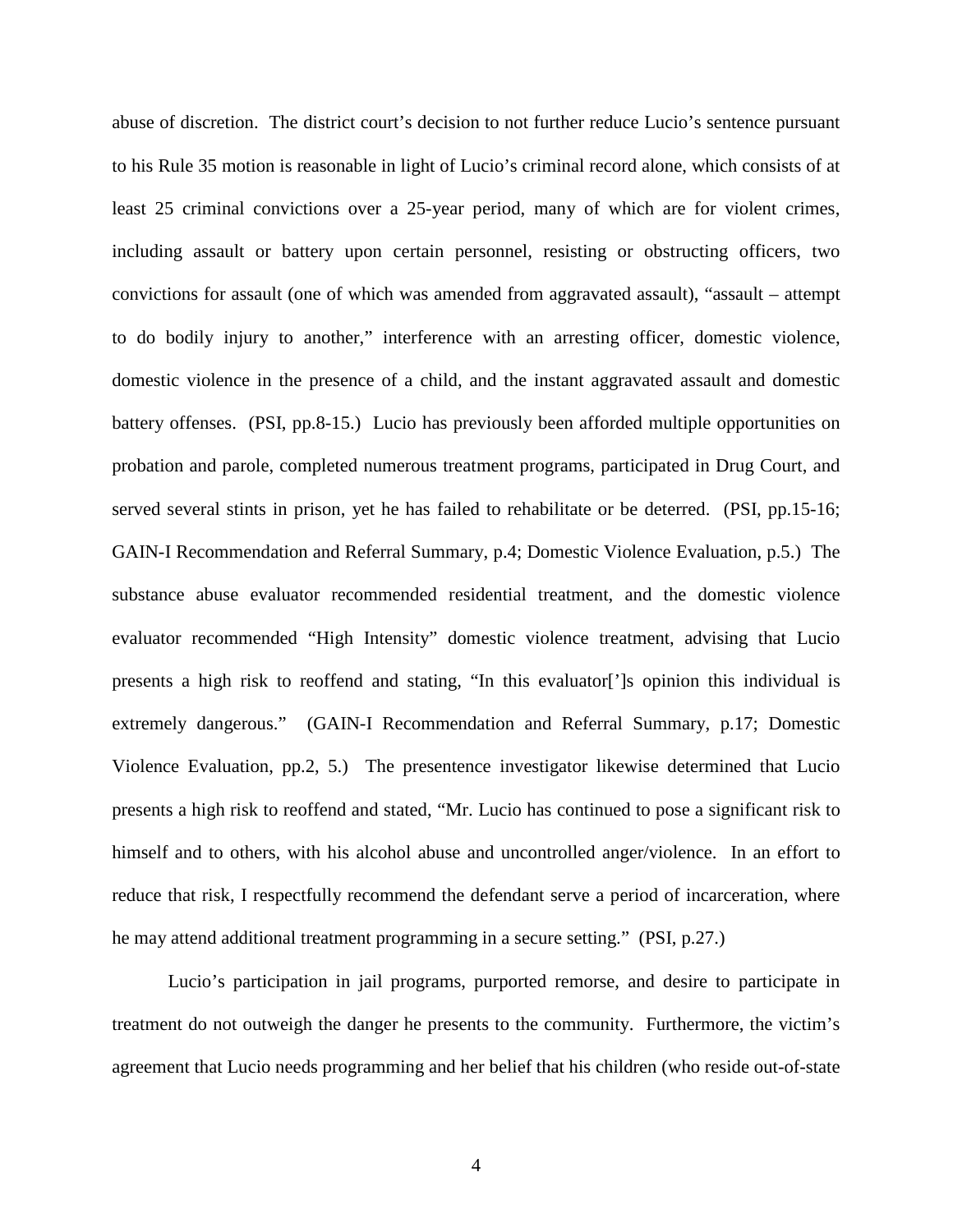abuse of discretion. The district court's decision to not further reduce Lucio's sentence pursuant to his Rule 35 motion is reasonable in light of Lucio's criminal record alone, which consists of at least 25 criminal convictions over a 25-year period, many of which are for violent crimes, including assault or battery upon certain personnel, resisting or obstructing officers, two convictions for assault (one of which was amended from aggravated assault), "assault – attempt to do bodily injury to another," interference with an arresting officer, domestic violence, domestic violence in the presence of a child, and the instant aggravated assault and domestic battery offenses. (PSI, pp.8-15.) Lucio has previously been afforded multiple opportunities on probation and parole, completed numerous treatment programs, participated in Drug Court, and served several stints in prison, yet he has failed to rehabilitate or be deterred. (PSI, pp.15-16; GAIN-I Recommendation and Referral Summary, p.4; Domestic Violence Evaluation, p.5.) The substance abuse evaluator recommended residential treatment, and the domestic violence evaluator recommended "High Intensity" domestic violence treatment, advising that Lucio presents a high risk to reoffend and stating, "In this evaluator[']s opinion this individual is extremely dangerous." (GAIN-I Recommendation and Referral Summary, p.17; Domestic Violence Evaluation, pp.2, 5.) The presentence investigator likewise determined that Lucio presents a high risk to reoffend and stated, "Mr. Lucio has continued to pose a significant risk to himself and to others, with his alcohol abuse and uncontrolled anger/violence. In an effort to reduce that risk, I respectfully recommend the defendant serve a period of incarceration, where he may attend additional treatment programming in a secure setting." (PSI, p.27.)

Lucio's participation in jail programs, purported remorse, and desire to participate in treatment do not outweigh the danger he presents to the community. Furthermore, the victim's agreement that Lucio needs programming and her belief that his children (who reside out-of-state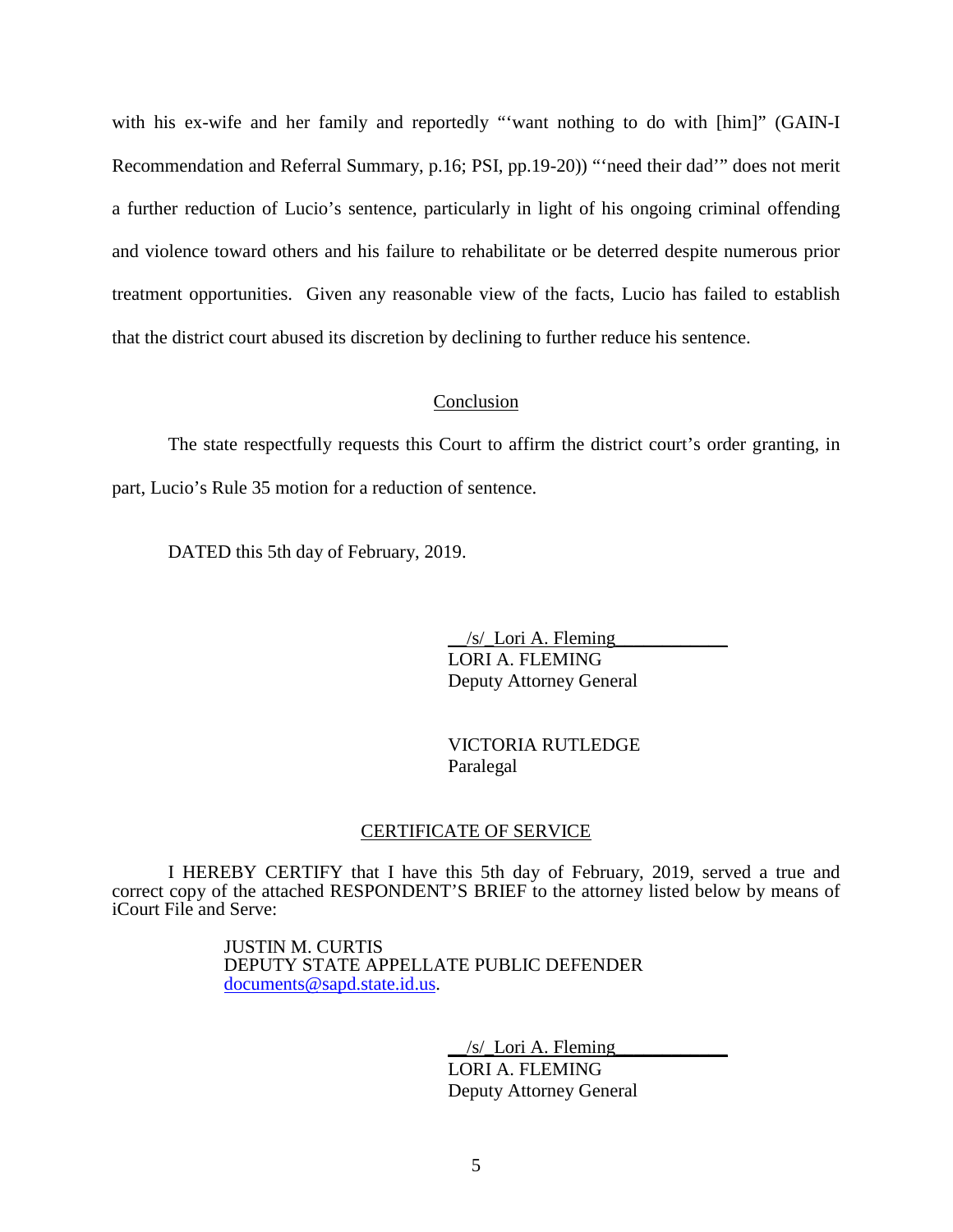with his ex-wife and her family and reportedly "'want nothing to do with [him]" (GAIN-I Recommendation and Referral Summary, p.16; PSI, pp.19-20)) "'need their dad'" does not merit a further reduction of Lucio's sentence, particularly in light of his ongoing criminal offending and violence toward others and his failure to rehabilitate or be deterred despite numerous prior treatment opportunities. Given any reasonable view of the facts, Lucio has failed to establish that the district court abused its discretion by declining to further reduce his sentence.

## Conclusion

The state respectfully requests this Court to affirm the district court's order granting, in part, Lucio's Rule 35 motion for a reduction of sentence.

DATED this 5th day of February, 2019.

/s/ Lori A. Fleming
LORI A. FLEMING
Deputy Attorney General

VICTORIA RUTLEDGE
Paralegal

## CERTIFICATE OF SERVICE

I HEREBY CERTIFY that I have this 5th day of February, 2019, served a true and correct copy of the attached RESPONDENT'S BRIEF to the attorney listed below by means of iCourt File and Serve:

JUSTIN M. CURTIS
DEPUTY STATE APPELLATE PUBLIC DEFENDER
documents@sapd.state.id.us.

/s/ Lori A. Fleming
LORI A. FLEMING
Deputy Attorney General